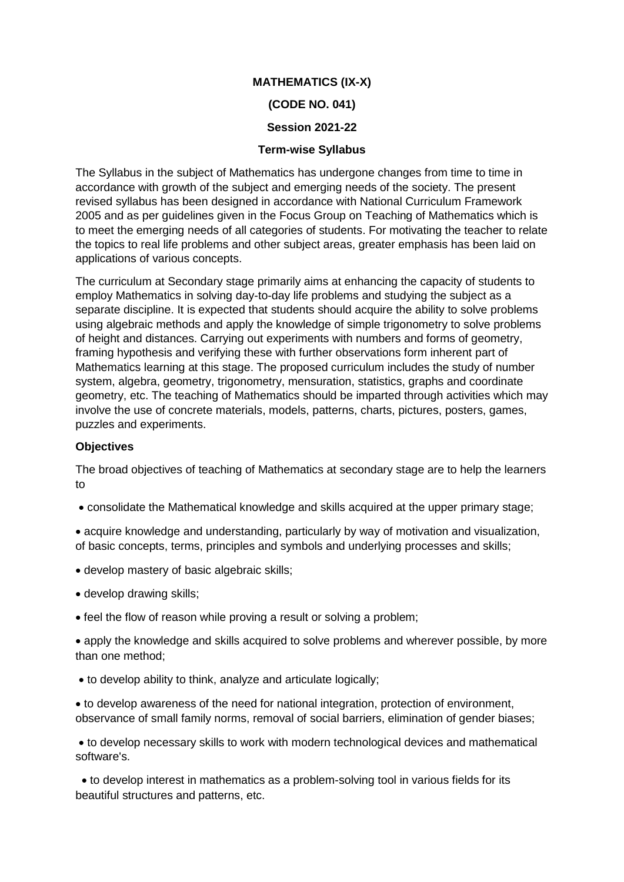# MATHEMATICS (IX-X)

## (CODE NO. 041)

### Session 2021-22

### Term-wise Syllabus

The Syllabus in the subject of Mathematics has undergone changes from time to time in accordance with growth of the subject and emerging needs of the society. The present revised syllabus has been designed in accordance with National Curriculum Framework 2005 and as per guidelines given in the Focus Group on Teaching of Mathematics which is to meet the emerging needs of all categories of students. For motivating the teacher to relate the topics to real life problems and other subject areas, greater emphasis has been laid on applications of various concepts.

The curriculum at Secondary stage primarily aims at enhancing the capacity of students to employ Mathematics in solving day-to-day life problems and studying the subject as a separate discipline. It is expected that students should acquire the ability to solve problems using algebraic methods and apply the knowledge of simple trigonometry to solve problems of height and distances. Carrying out experiments with numbers and forms of geometry, framing hypothesis and verifying these with further observations form inherent part of Mathematics learning at this stage. The proposed curriculum includes the study of number system, algebra, geometry, trigonometry, mensuration, statistics, graphs and coordinate geometry, etc. The teaching of Mathematics should be imparted through activities which may involve the use of concrete materials, models, patterns, charts, pictures, posters, games, puzzles and experiments.

**Objectives**

The broad objectives of teaching of Mathematics at secondary stage are to help the learners to

- consolidate the Mathematical knowledge and skills acquired at the upper primary stage;
- acquire knowledge and understanding, particularly by way of motivation and visualization, of basic concepts, terms, principles and symbols and underlying processes and skills;
- develop mastery of basic algebraic skills;
- develop drawing skills;
- feel the flow of reason while proving a result or solving a problem;
- apply the knowledge and skills acquired to solve problems and wherever possible, by more than one method;
- to develop ability to think, analyze and articulate logically;
- to develop awareness of the need for national integration, protection of environment, observance of small family norms, removal of social barriers, elimination of gender biases;
- to develop necessary skills to work with modern technological devices and mathematical software's.
- to develop interest in mathematics as a problem-solving tool in various fields for its beautiful structures and patterns, etc.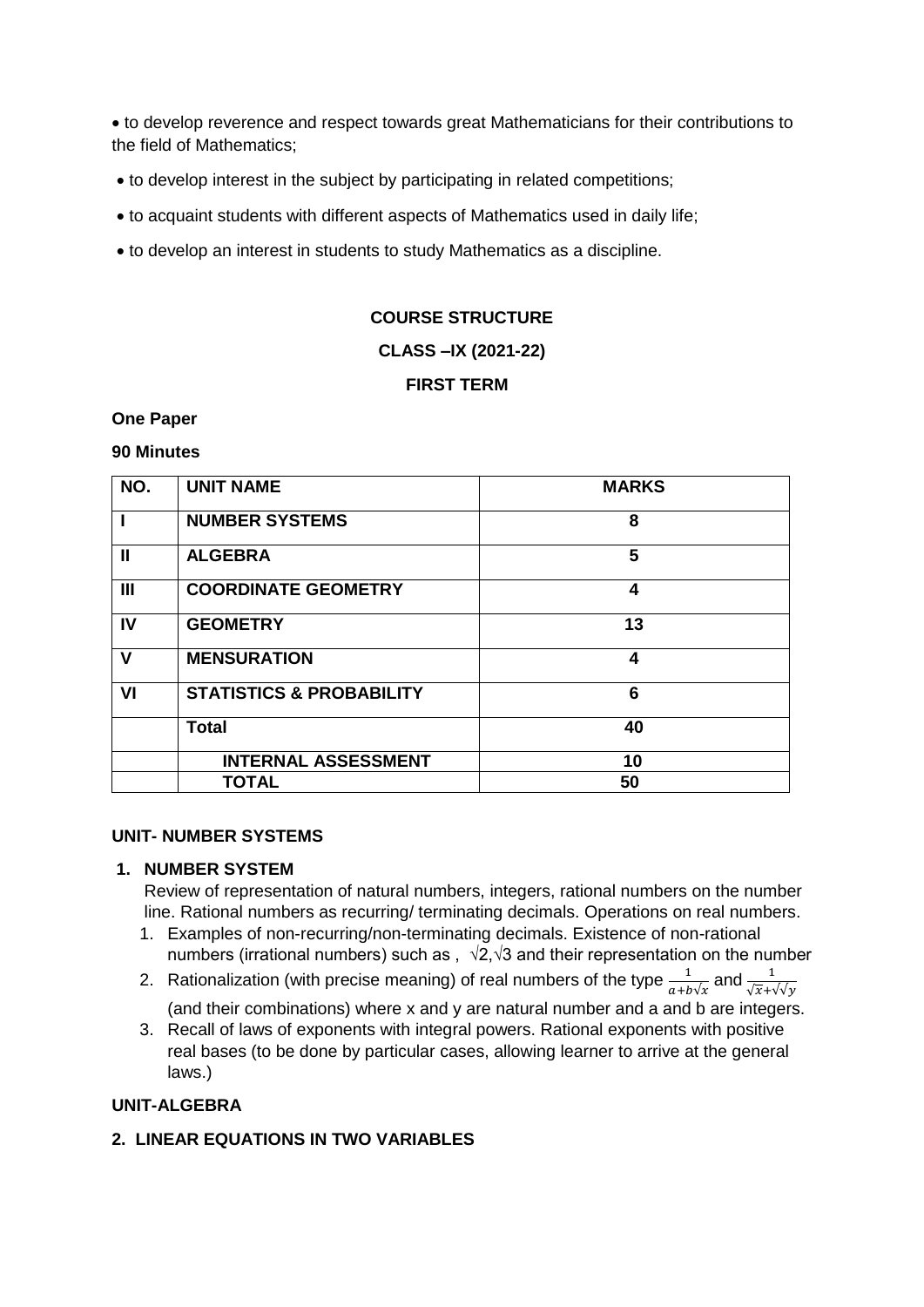- to develop reverence and respect towards great Mathematicians for their contributions to the field of Mathematics;
- to develop interest in the subject by participating in related competitions;
- to acquaint students with different aspects of Mathematics used in daily life;
- to develop an interest in students to study Mathematics as a discipline.

**COURSE STRUCTURE**

**CLASS –IX (2021-22)**

**FIRST TERM**

**One Paper**

**90 Minutes**

| NO. | UNIT NAME | MARKS |
|---|---|---|
| I | NUMBER SYSTEMS | 8 |
| II | ALGEBRA | 5 |
| III | COORDINATE GEOMETRY | 4 |
| IV | GEOMETRY | 13 |
| V | MENSURATION | 4 |
| VI | STATISTICS & PROBABILITY | 6 |
| | Total | 40 |
| | INTERNAL ASSESSMENT | 10 |
| | TOTAL | 50 |

**UNIT- NUMBER SYSTEMS**

**1. NUMBER SYSTEM**

Review of representation of natural numbers, integers, rational numbers on the number line. Rational numbers as recurring/ terminating decimals. Operations on real numbers.

1. Examples of non-recurring/non-terminating decimals. Existence of non-rational numbers (irrational numbers) such as , $\sqrt{2}$,$\sqrt{3}$ and their representation on the number
2. Rationalization (with precise meaning) of real numbers of the type $\frac{1}{a+b\sqrt{x}}$ and $\frac{1}{\sqrt{x}+\sqrt{\sqrt{y}}}$ (and their combinations) where x and y are natural number and a and b are integers.
3. Recall of laws of exponents with integral powers. Rational exponents with positive real bases (to be done by particular cases, allowing learner to arrive at the general laws.)

**UNIT-ALGEBRA**

**2. LINEAR EQUATIONS IN TWO VARIABLES**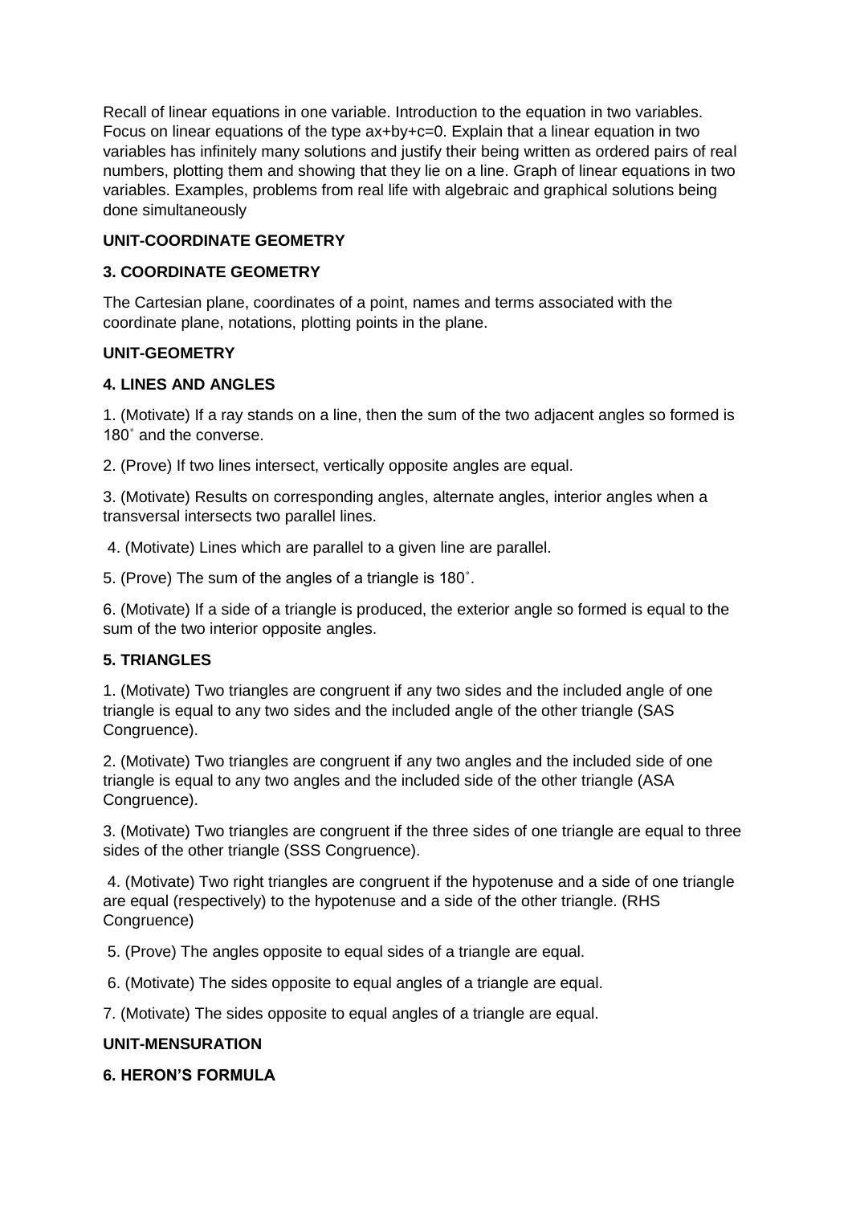Recall of linear equations in one variable. Introduction to the equation in two variables. Focus on linear equations of the type $ax+by+c=0$. Explain that a linear equation in two variables has infinitely many solutions and justify their being written as ordered pairs of real numbers, plotting them and showing that they lie on a line. Graph of linear equations in two variables. Examples, problems from real life with algebraic and graphical solutions being done simultaneously

**UNIT-COORDINATE GEOMETRY**

**3. COORDINATE GEOMETRY**

The Cartesian plane, coordinates of a point, names and terms associated with the coordinate plane, notations, plotting points in the plane.

**UNIT-GEOMETRY**

**4. LINES AND ANGLES**

1. (Motivate) If a ray stands on a line, then the sum of the two adjacent angles so formed is $180^\circ$ and the converse.

2. (Prove) If two lines intersect, vertically opposite angles are equal.

3. (Motivate) Results on corresponding angles, alternate angles, interior angles when a transversal intersects two parallel lines.

4. (Motivate) Lines which are parallel to a given line are parallel.

5. (Prove) The sum of the angles of a triangle is $180^\circ$.

6. (Motivate) If a side of a triangle is produced, the exterior angle so formed is equal to the sum of the two interior opposite angles.

**5. TRIANGLES**

1. (Motivate) Two triangles are congruent if any two sides and the included angle of one triangle is equal to any two sides and the included angle of the other triangle (SAS Congruence).

2. (Motivate) Two triangles are congruent if any two angles and the included side of one triangle is equal to any two angles and the included side of the other triangle (ASA Congruence).

3. (Motivate) Two triangles are congruent if the three sides of one triangle are equal to three sides of the other triangle (SSS Congruence).

4. (Motivate) Two right triangles are congruent if the hypotenuse and a side of one triangle are equal (respectively) to the hypotenuse and a side of the other triangle. (RHS Congruence)

5. (Prove) The angles opposite to equal sides of a triangle are equal.

6. (Motivate) The sides opposite to equal angles of a triangle are equal.

7. (Motivate) The sides opposite to equal angles of a triangle are equal.

**UNIT-MENSURATION**

**6. HERON'S FORMULA**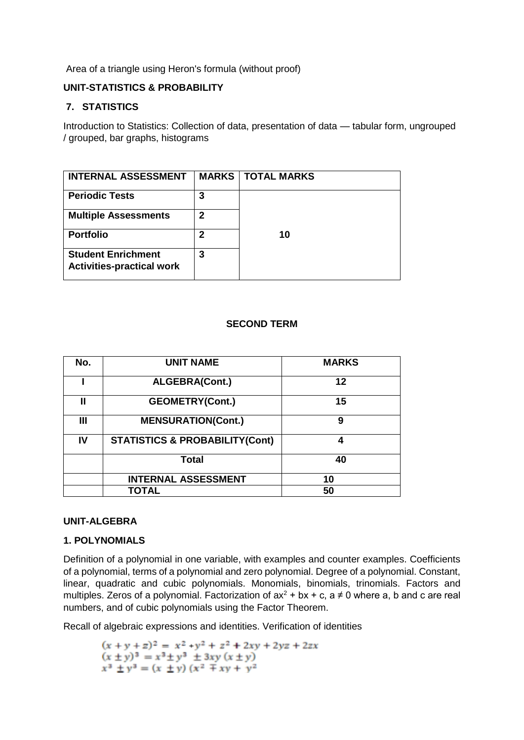Area of a triangle using Heron's formula (without proof)

**UNIT-STATISTICS & PROBABILITY**

**7. STATISTICS**

Introduction to Statistics: Collection of data, presentation of data — tabular form, ungrouped / grouped, bar graphs, histograms

| INTERNAL ASSESSMENT | MARKS | TOTAL MARKS |
|---|---|---|
| **Periodic Tests** | **3** | |
| **Multiple Assessments** | **2** | |
| **Portfolio** | **2** | **10** |
| **Student Enrichment Activities-practical work** | **3** | |

**SECOND TERM**

| No. | UNIT NAME | MARKS |
|---|---|---|
| **I** | **ALGEBRA(Cont.)** | **12** |
| **II** | **GEOMETRY(Cont.)** | **15** |
| **III** | **MENSURATION(Cont.)** | **9** |
| **IV** | **STATISTICS & PROBABILITY(Cont)** | **4** |
| | **Total** | **40** |
| | **INTERNAL ASSESSMENT** | **10** |
| | **TOTAL** | **50** |

**UNIT-ALGEBRA**

**1. POLYNOMIALS**

Definition of a polynomial in one variable, with examples and counter examples. Coefficients of a polynomial, terms of a polynomial and zero polynomial. Degree of a polynomial. Constant, linear, quadratic and cubic polynomials. Monomials, binomials, trinomials. Factors and multiples. Zeros of a polynomial. Factorization of $ax^2 + bx + c$, $a \neq 0$ where a, b and c are real numbers, and of cubic polynomials using the Factor Theorem.

Recall of algebraic expressions and identities. Verification of identities

$$(x + y + z)^2 = x^2 + y^2 + z^2 + 2xy + 2yz + 2zx$$
$$(x \pm y)^3 = x^3 \pm y^3 \pm 3xy\,(x \pm y)$$
$$x^3 \pm y^3 = (x \pm y)\,(x^2 \mp xy + y^2$$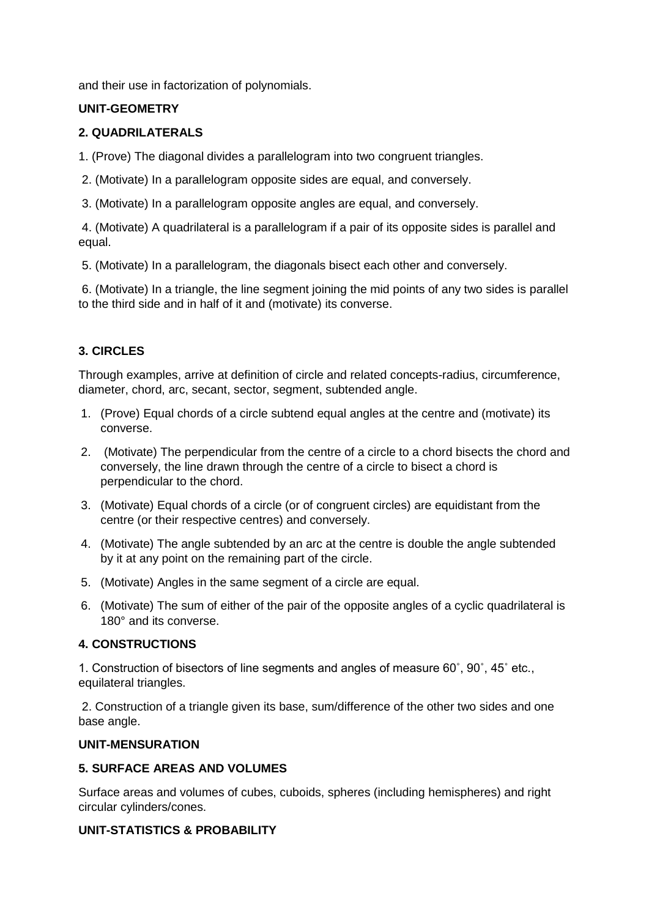and their use in factorization of polynomials.

**UNIT-GEOMETRY**

**2. QUADRILATERALS**

1. (Prove) The diagonal divides a parallelogram into two congruent triangles.

2. (Motivate) In a parallelogram opposite sides are equal, and conversely.

3. (Motivate) In a parallelogram opposite angles are equal, and conversely.

4. (Motivate) A quadrilateral is a parallelogram if a pair of its opposite sides is parallel and equal.

5. (Motivate) In a parallelogram, the diagonals bisect each other and conversely.

6. (Motivate) In a triangle, the line segment joining the mid points of any two sides is parallel to the third side and in half of it and (motivate) its converse.

**3. CIRCLES**

Through examples, arrive at definition of circle and related concepts-radius, circumference, diameter, chord, arc, secant, sector, segment, subtended angle.

1. (Prove) Equal chords of a circle subtend equal angles at the centre and (motivate) its converse.
2. (Motivate) The perpendicular from the centre of a circle to a chord bisects the chord and conversely, the line drawn through the centre of a circle to bisect a chord is perpendicular to the chord.
3. (Motivate) Equal chords of a circle (or of congruent circles) are equidistant from the centre (or their respective centres) and conversely.
4. (Motivate) The angle subtended by an arc at the centre is double the angle subtended by it at any point on the remaining part of the circle.
5. (Motivate) Angles in the same segment of a circle are equal.
6. (Motivate) The sum of either of the pair of the opposite angles of a cyclic quadrilateral is 180° and its converse.

**4. CONSTRUCTIONS**

1. Construction of bisectors of line segments and angles of measure 60˚, 90˚, 45˚ etc., equilateral triangles.

2. Construction of a triangle given its base, sum/difference of the other two sides and one base angle.

**UNIT-MENSURATION**

**5. SURFACE AREAS AND VOLUMES**

Surface areas and volumes of cubes, cuboids, spheres (including hemispheres) and right circular cylinders/cones.

**UNIT-STATISTICS & PROBABILITY**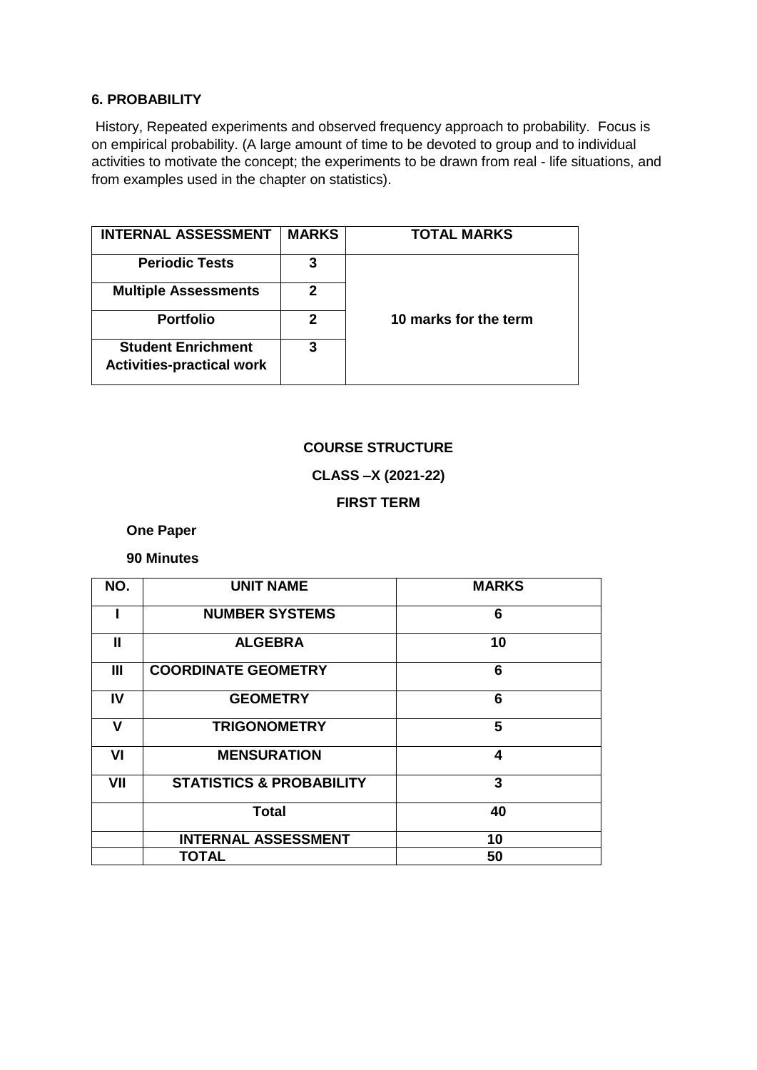**6. PROBABILITY**

History, Repeated experiments and observed frequency approach to probability. Focus is on empirical probability. (A large amount of time to be devoted to group and to individual activities to motivate the concept; the experiments to be drawn from real - life situations, and from examples used in the chapter on statistics).

| INTERNAL ASSESSMENT | MARKS | TOTAL MARKS |
|---|---|---|
| Periodic Tests | 3 | 10 marks for the term |
| Multiple Assessments | 2 | |
| Portfolio | 2 | |
| Student Enrichment Activities-practical work | 3 | |

**COURSE STRUCTURE**

**CLASS –X (2021-22)**

**FIRST TERM**

**One Paper**

**90 Minutes**

| NO. | UNIT NAME | MARKS |
|---|---|---|
| I | NUMBER SYSTEMS | 6 |
| II | ALGEBRA | 10 |
| III | COORDINATE GEOMETRY | 6 |
| IV | GEOMETRY | 6 |
| V | TRIGONOMETRY | 5 |
| VI | MENSURATION | 4 |
| VII | STATISTICS & PROBABILITY | 3 |
| | Total | 40 |
| | INTERNAL ASSESSMENT | 10 |
| | TOTAL | 50 |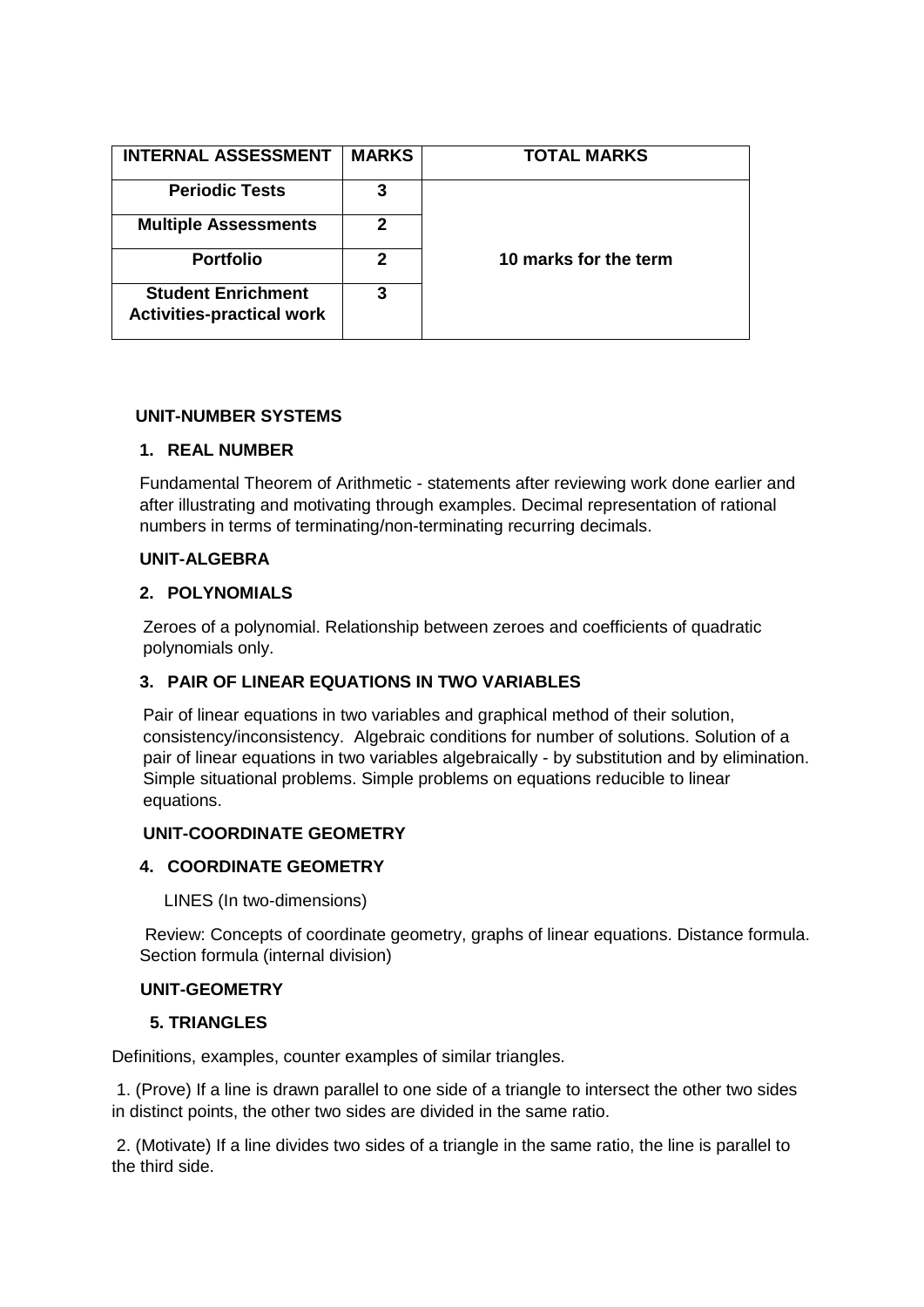| INTERNAL ASSESSMENT | MARKS | TOTAL MARKS |
|---|---|---|
| Periodic Tests | 3 | 10 marks for the term |
| Multiple Assessments | 2 | |
| Portfolio | 2 | |
| Student Enrichment Activities-practical work | 3 | |

**UNIT-NUMBER SYSTEMS**

**1. REAL NUMBER**

Fundamental Theorem of Arithmetic - statements after reviewing work done earlier and after illustrating and motivating through examples. Decimal representation of rational numbers in terms of terminating/non-terminating recurring decimals.

**UNIT-ALGEBRA**

**2. POLYNOMIALS**

Zeroes of a polynomial. Relationship between zeroes and coefficients of quadratic polynomials only.

**3. PAIR OF LINEAR EQUATIONS IN TWO VARIABLES**

Pair of linear equations in two variables and graphical method of their solution, consistency/inconsistency. Algebraic conditions for number of solutions. Solution of a pair of linear equations in two variables algebraically - by substitution and by elimination. Simple situational problems. Simple problems on equations reducible to linear equations.

**UNIT-COORDINATE GEOMETRY**

**4. COORDINATE GEOMETRY**

LINES (In two-dimensions)

Review: Concepts of coordinate geometry, graphs of linear equations. Distance formula. Section formula (internal division)

**UNIT-GEOMETRY**

**5. TRIANGLES**

Definitions, examples, counter examples of similar triangles.

1. (Prove) If a line is drawn parallel to one side of a triangle to intersect the other two sides in distinct points, the other two sides are divided in the same ratio.

2. (Motivate) If a line divides two sides of a triangle in the same ratio, the line is parallel to the third side.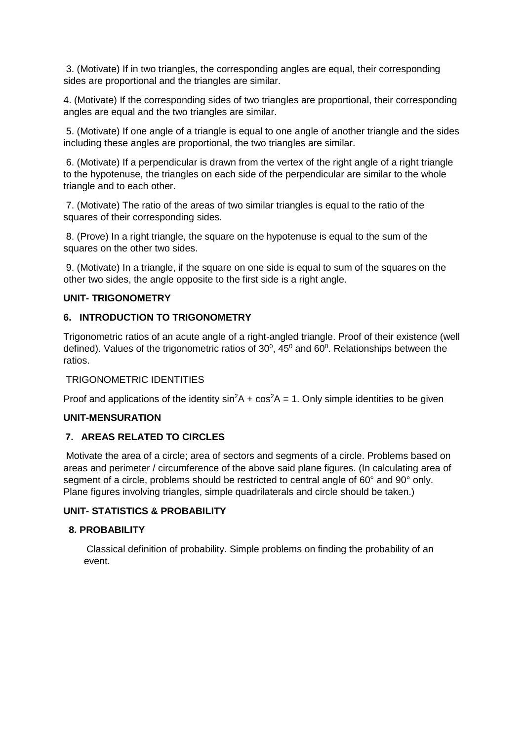3. (Motivate) If in two triangles, the corresponding angles are equal, their corresponding sides are proportional and the triangles are similar.

4. (Motivate) If the corresponding sides of two triangles are proportional, their corresponding angles are equal and the two triangles are similar.

5. (Motivate) If one angle of a triangle is equal to one angle of another triangle and the sides including these angles are proportional, the two triangles are similar.

6. (Motivate) If a perpendicular is drawn from the vertex of the right angle of a right triangle to the hypotenuse, the triangles on each side of the perpendicular are similar to the whole triangle and to each other.

7. (Motivate) The ratio of the areas of two similar triangles is equal to the ratio of the squares of their corresponding sides.

8. (Prove) In a right triangle, the square on the hypotenuse is equal to the sum of the squares on the other two sides.

9. (Motivate) In a triangle, if the square on one side is equal to sum of the squares on the other two sides, the angle opposite to the first side is a right angle.

**UNIT- TRIGONOMETRY**

**6. INTRODUCTION TO TRIGONOMETRY**

Trigonometric ratios of an acute angle of a right-angled triangle. Proof of their existence (well defined). Values of the trigonometric ratios of $30^0$, $45^0$ and $60^0$. Relationships between the ratios.

TRIGONOMETRIC IDENTITIES

Proof and applications of the identity $\sin^2 A + \cos^2 A = 1$. Only simple identities to be given

**UNIT-MENSURATION**

**7. AREAS RELATED TO CIRCLES**

Motivate the area of a circle; area of sectors and segments of a circle. Problems based on areas and perimeter / circumference of the above said plane figures. (In calculating area of segment of a circle, problems should be restricted to central angle of 60° and 90° only. Plane figures involving triangles, simple quadrilaterals and circle should be taken.)

**UNIT- STATISTICS & PROBABILITY**

**8. PROBABILITY**

Classical definition of probability. Simple problems on finding the probability of an event.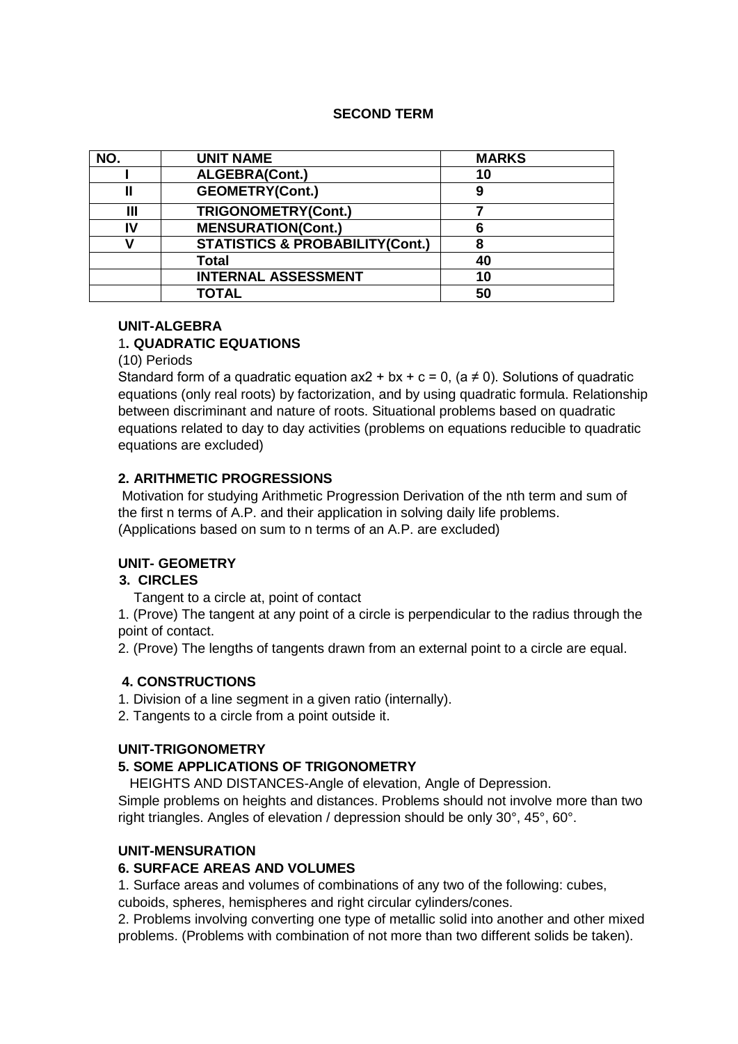**SECOND TERM**

| NO. | UNIT NAME | MARKS |
|---|---|---|
| I | ALGEBRA(Cont.) | 10 |
| II | GEOMETRY(Cont.) | 9 |
| III | TRIGONOMETRY(Cont.) | 7 |
| IV | MENSURATION(Cont.) | 6 |
| V | STATISTICS & PROBABILITY(Cont.) | 8 |
| | Total | 40 |
| | INTERNAL ASSESSMENT | 10 |
| | TOTAL | 50 |

**UNIT-ALGEBRA**

**1. QUADRATIC EQUATIONS**

(10) Periods

Standard form of a quadratic equation $ax2 + bx + c = 0$, $(a \neq 0)$. Solutions of quadratic equations (only real roots) by factorization, and by using quadratic formula. Relationship between discriminant and nature of roots. Situational problems based on quadratic equations related to day to day activities (problems on equations reducible to quadratic equations are excluded)

**2. ARITHMETIC PROGRESSIONS**

Motivation for studying Arithmetic Progression Derivation of the nth term and sum of the first n terms of A.P. and their application in solving daily life problems. (Applications based on sum to n terms of an A.P. are excluded)

**UNIT- GEOMETRY**

**3. CIRCLES**

Tangent to a circle at, point of contact

1. (Prove) The tangent at any point of a circle is perpendicular to the radius through the point of contact.
2. (Prove) The lengths of tangents drawn from an external point to a circle are equal.

**4. CONSTRUCTIONS**

1. Division of a line segment in a given ratio (internally).
2. Tangents to a circle from a point outside it.

**UNIT-TRIGONOMETRY**

**5. SOME APPLICATIONS OF TRIGONOMETRY**

HEIGHTS AND DISTANCES-Angle of elevation, Angle of Depression.
Simple problems on heights and distances. Problems should not involve more than two right triangles. Angles of elevation / depression should be only 30°, 45°, 60°.

**UNIT-MENSURATION**

**6. SURFACE AREAS AND VOLUMES**

1. Surface areas and volumes of combinations of any two of the following: cubes, cuboids, spheres, hemispheres and right circular cylinders/cones.
2. Problems involving converting one type of metallic solid into another and other mixed problems. (Problems with combination of not more than two different solids be taken).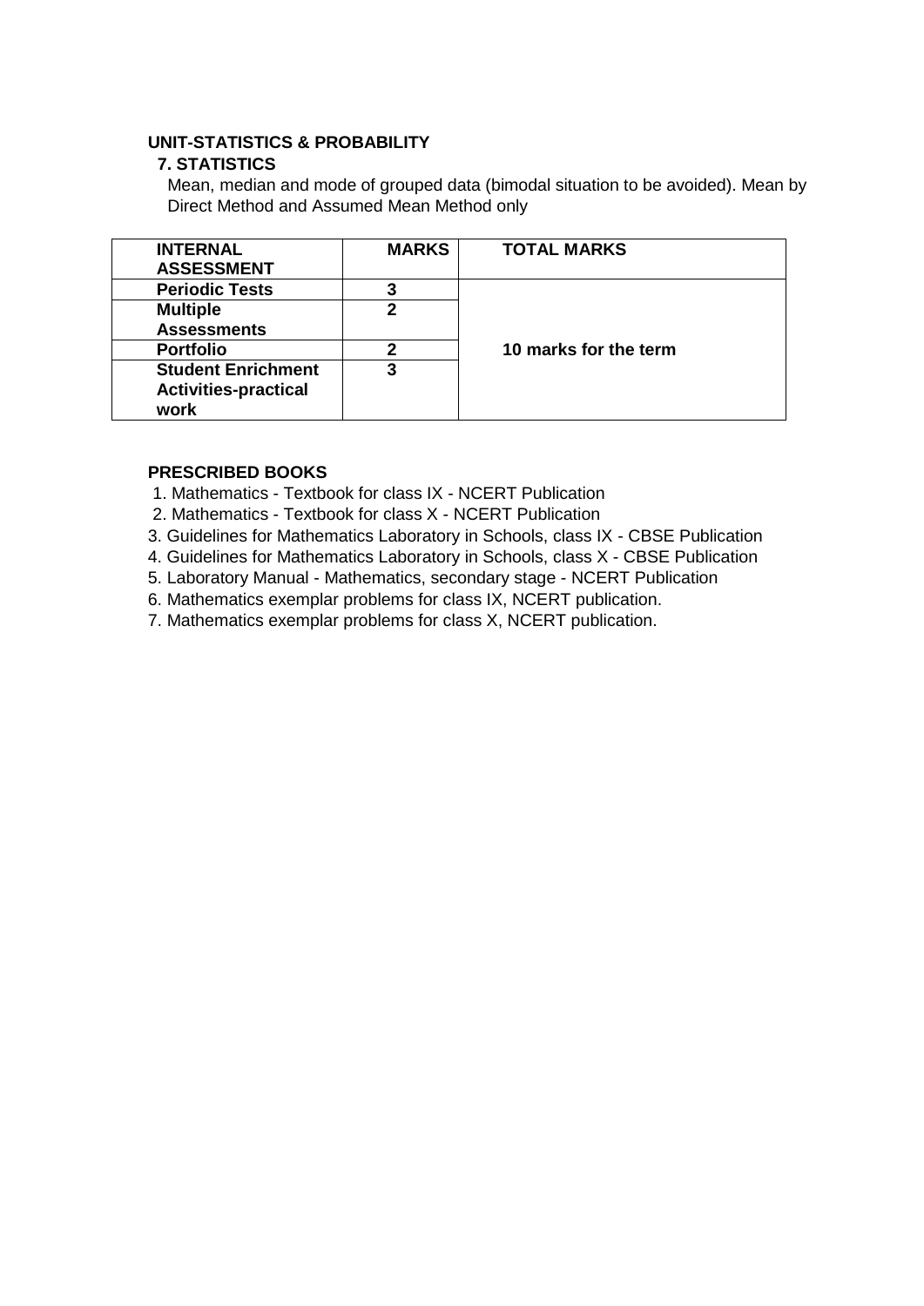**UNIT-STATISTICS & PROBABILITY**

**7. STATISTICS**

Mean, median and mode of grouped data (bimodal situation to be avoided). Mean by Direct Method and Assumed Mean Method only

| INTERNAL ASSESSMENT | MARKS | TOTAL MARKS |
|---|---|---|
| Periodic Tests | 3 | 10 marks for the term |
| Multiple Assessments | 2 | |
| Portfolio | 2 | |
| Student Enrichment Activities-practical work | 3 | |

**PRESCRIBED BOOKS**

1. Mathematics - Textbook for class IX - NCERT Publication
2. Mathematics - Textbook for class X - NCERT Publication
3. Guidelines for Mathematics Laboratory in Schools, class IX - CBSE Publication
4. Guidelines for Mathematics Laboratory in Schools, class X - CBSE Publication
5. Laboratory Manual - Mathematics, secondary stage - NCERT Publication
6. Mathematics exemplar problems for class IX, NCERT publication.
7. Mathematics exemplar problems for class X, NCERT publication.